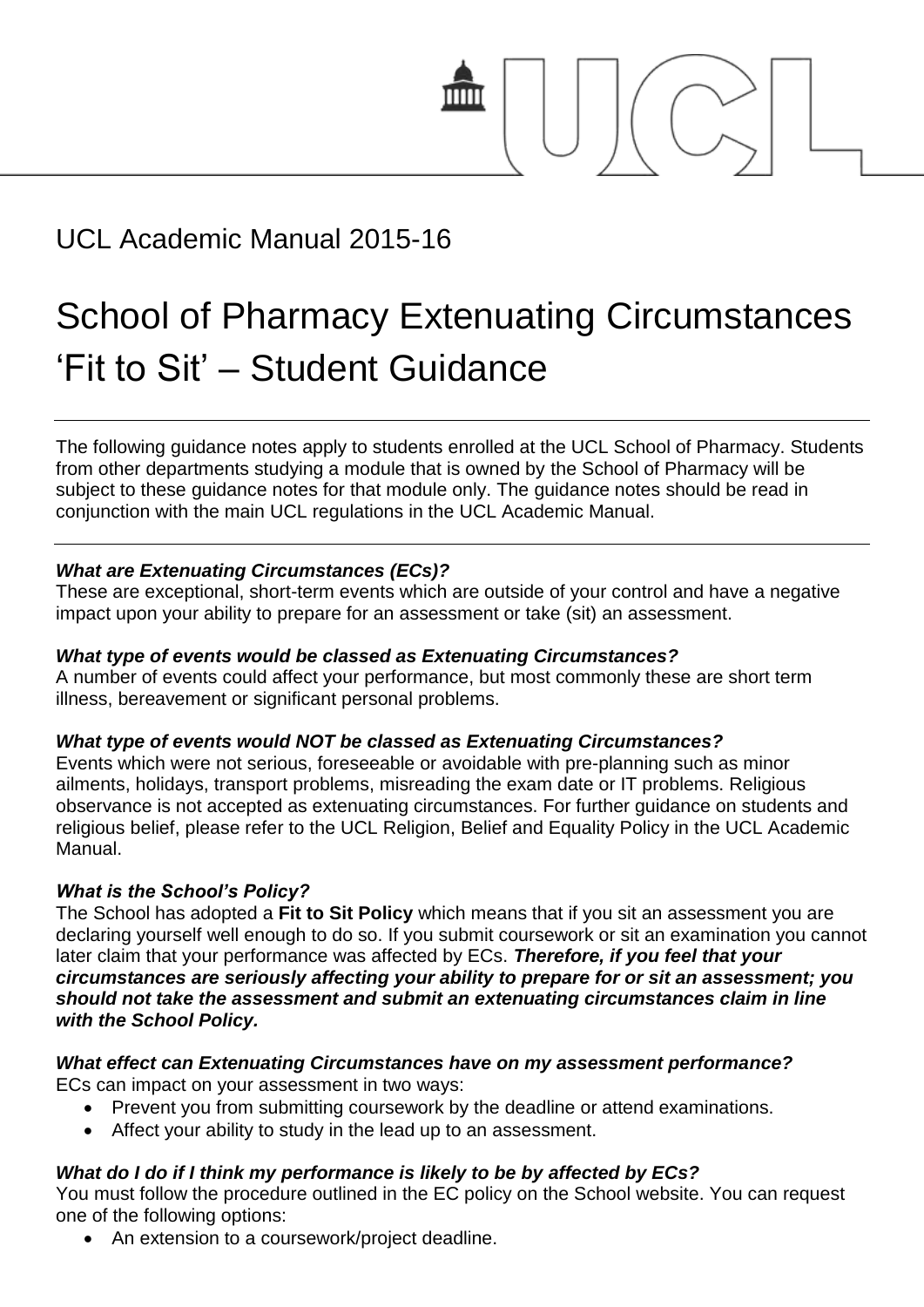UCL Academic Manual 2015-16

# School of Pharmacy Extenuating Circumstances 'Fit to Sit' – Student Guidance

The following guidance notes apply to students enrolled at the UCL School of Pharmacy. Students from other departments studying a module that is owned by the School of Pharmacy will be subject to these guidance notes for that module only. The guidance notes should be read in conjunction with the main UCL regulations in the UCL Academic Manual.

***What are Extenuating Circumstances (ECs)?***

These are exceptional, short-term events which are outside of your control and have a negative impact upon your ability to prepare for an assessment or take (sit) an assessment.

***What type of events would be classed as Extenuating Circumstances?***

A number of events could affect your performance, but most commonly these are short term illness, bereavement or significant personal problems.

***What type of events would NOT be classed as Extenuating Circumstances?***

Events which were not serious, foreseeable or avoidable with pre-planning such as minor ailments, holidays, transport problems, misreading the exam date or IT problems. Religious observance is not accepted as extenuating circumstances. For further guidance on students and religious belief, please refer to the UCL Religion, Belief and Equality Policy in the UCL Academic Manual.

***What is the School's Policy?***

The School has adopted a **Fit to Sit Policy** which means that if you sit an assessment you are declaring yourself well enough to do so. If you submit coursework or sit an examination you cannot later claim that your performance was affected by ECs. ***Therefore, if you feel that your circumstances are seriously affecting your ability to prepare for or sit an assessment; you should not take the assessment and submit an extenuating circumstances claim in line with the School Policy.***

***What effect can Extenuating Circumstances have on my assessment performance?***

ECs can impact on your assessment in two ways:

- Prevent you from submitting coursework by the deadline or attend examinations.
- Affect your ability to study in the lead up to an assessment.

***What do I do if I think my performance is likely to be by affected by ECs?***

You must follow the procedure outlined in the EC policy on the School website. You can request one of the following options:

- An extension to a coursework/project deadline.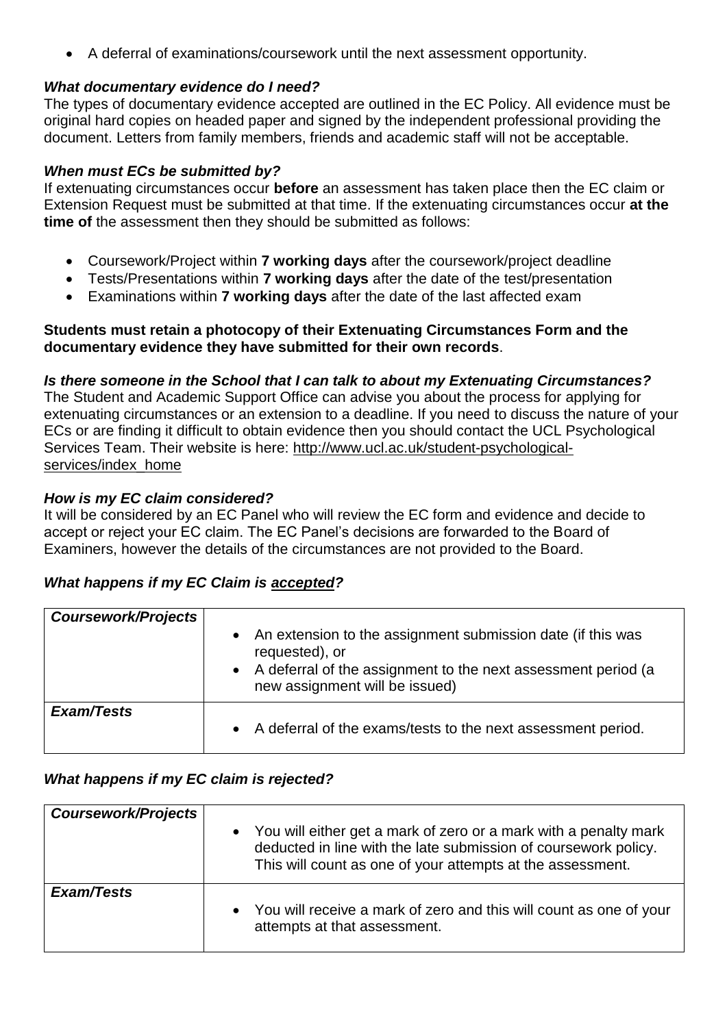- A deferral of examinations/coursework until the next assessment opportunity.

***What documentary evidence do I need?***

The types of documentary evidence accepted are outlined in the EC Policy. All evidence must be original hard copies on headed paper and signed by the independent professional providing the document. Letters from family members, friends and academic staff will not be acceptable.

***When must ECs be submitted by?***

If extenuating circumstances occur **before** an assessment has taken place then the EC claim or Extension Request must be submitted at that time. If the extenuating circumstances occur **at the time of** the assessment then they should be submitted as follows:

- Coursework/Project within **7 working days** after the coursework/project deadline
- Tests/Presentations within **7 working days** after the date of the test/presentation
- Examinations within **7 working days** after the date of the last affected exam

**Students must retain a photocopy of their Extenuating Circumstances Form and the documentary evidence they have submitted for their own records**.

***Is there someone in the School that I can talk to about my Extenuating Circumstances?***

The Student and Academic Support Office can advise you about the process for applying for extenuating circumstances or an extension to a deadline. If you need to discuss the nature of your ECs or are finding it difficult to obtain evidence then you should contact the UCL Psychological Services Team. Their website is here: http://www.ucl.ac.uk/student-psychological-services/index_home

***How is my EC claim considered?***

It will be considered by an EC Panel who will review the EC form and evidence and decide to accept or reject your EC claim. The EC Panel's decisions are forwarded to the Board of Examiners, however the details of the circumstances are not provided to the Board.

***What happens if my EC Claim is <u>accepted</u>?***

| | |
|---|---|
| ***Coursework/Projects*** | • An extension to the assignment submission date (if this was requested), or<br>• A deferral of the assignment to the next assessment period (a new assignment will be issued) |
| ***Exam/Tests*** | • A deferral of the exams/tests to the next assessment period. |

***What happens if my EC claim is rejected?***

| | |
|---|---|
| ***Coursework/Projects*** | • You will either get a mark of zero or a mark with a penalty mark deducted in line with the late submission of coursework policy. This will count as one of your attempts at the assessment. |
| ***Exam/Tests*** | • You will receive a mark of zero and this will count as one of your attempts at that assessment. |